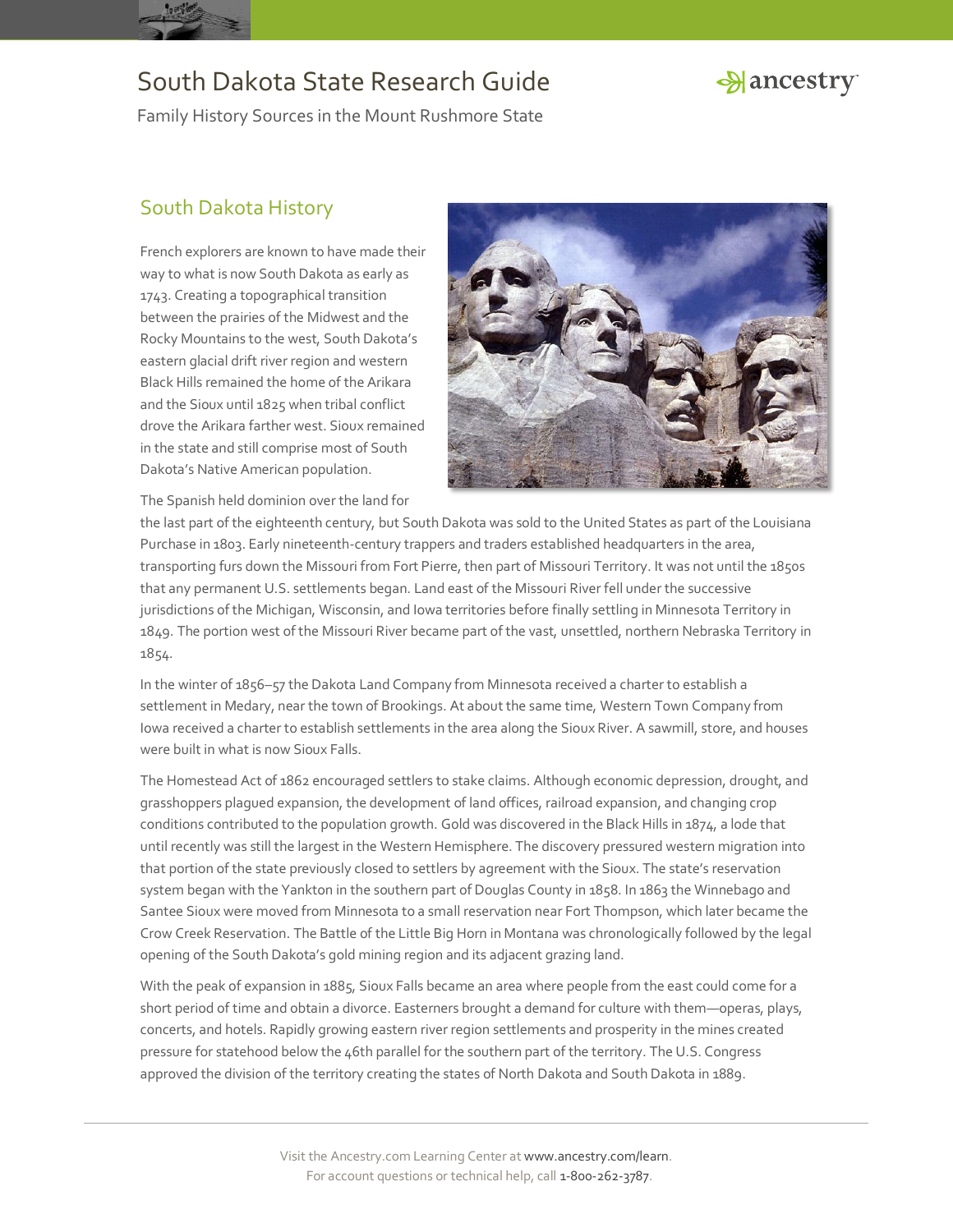# South Dakota State Research Guide

Family History Sources in the Mount Rushmore State

## South Dakota History

French explorers are known to have made their way to what is now South Dakota as early as 1743. Creating a topographical transition between the prairies of the Midwest and the Rocky Mountains to the west, South Dakota's eastern glacial drift river region and western Black Hills remained the home of the Arikara and the Sioux until 1825 when tribal conflict drove the Arikara farther west. Sioux remained in the state and still comprise most of South Dakota's Native American population.

The Spanish held dominion over the land for the last part of the eighteenth century, but South Dakota was sold to the United States as part of the Louisiana Purchase in 1803. Early nineteenth-century trappers and traders established headquarters in the area, transporting furs down the Missouri from Fort Pierre, then part of Missouri Territory. It was not until the 1850s that any permanent U.S. settlements began. Land east of the Missouri River fell under the successive jurisdictions of the Michigan, Wisconsin, and Iowa territories before finally settling in Minnesota Territory in 1849. The portion west of the Missouri River became part of the vast, unsettled, northern Nebraska Territory in 1854.

In the winter of 1856–57 the Dakota Land Company from Minnesota received a charter to establish a settlement in Medary, near the town of Brookings. At about the same time, Western Town Company from Iowa received a charter to establish settlements in the area along the Sioux River. A sawmill, store, and houses were built in what is now Sioux Falls.

The Homestead Act of 1862 encouraged settlers to stake claims. Although economic depression, drought, and grasshoppers plagued expansion, the development of land offices, railroad expansion, and changing crop conditions contributed to the population growth. Gold was discovered in the Black Hills in 1874, a lode that until recently was still the largest in the Western Hemisphere. The discovery pressured western migration into that portion of the state previously closed to settlers by agreement with the Sioux. The state's reservation system began with the Yankton in the southern part of Douglas County in 1858. In 1863 the Winnebago and Santee Sioux were moved from Minnesota to a small reservation near Fort Thompson, which later became the Crow Creek Reservation. The Battle of the Little Big Horn in Montana was chronologically followed by the legal opening of the South Dakota's gold mining region and its adjacent grazing land.

With the peak of expansion in 1885, Sioux Falls became an area where people from the east could come for a short period of time and obtain a divorce. Easterners brought a demand for culture with them—operas, plays, concerts, and hotels. Rapidly growing eastern river region settlements and prosperity in the mines created pressure for statehood below the 46th parallel for the southern part of the territory. The U.S. Congress approved the division of the territory creating the states of North Dakota and South Dakota in 1889.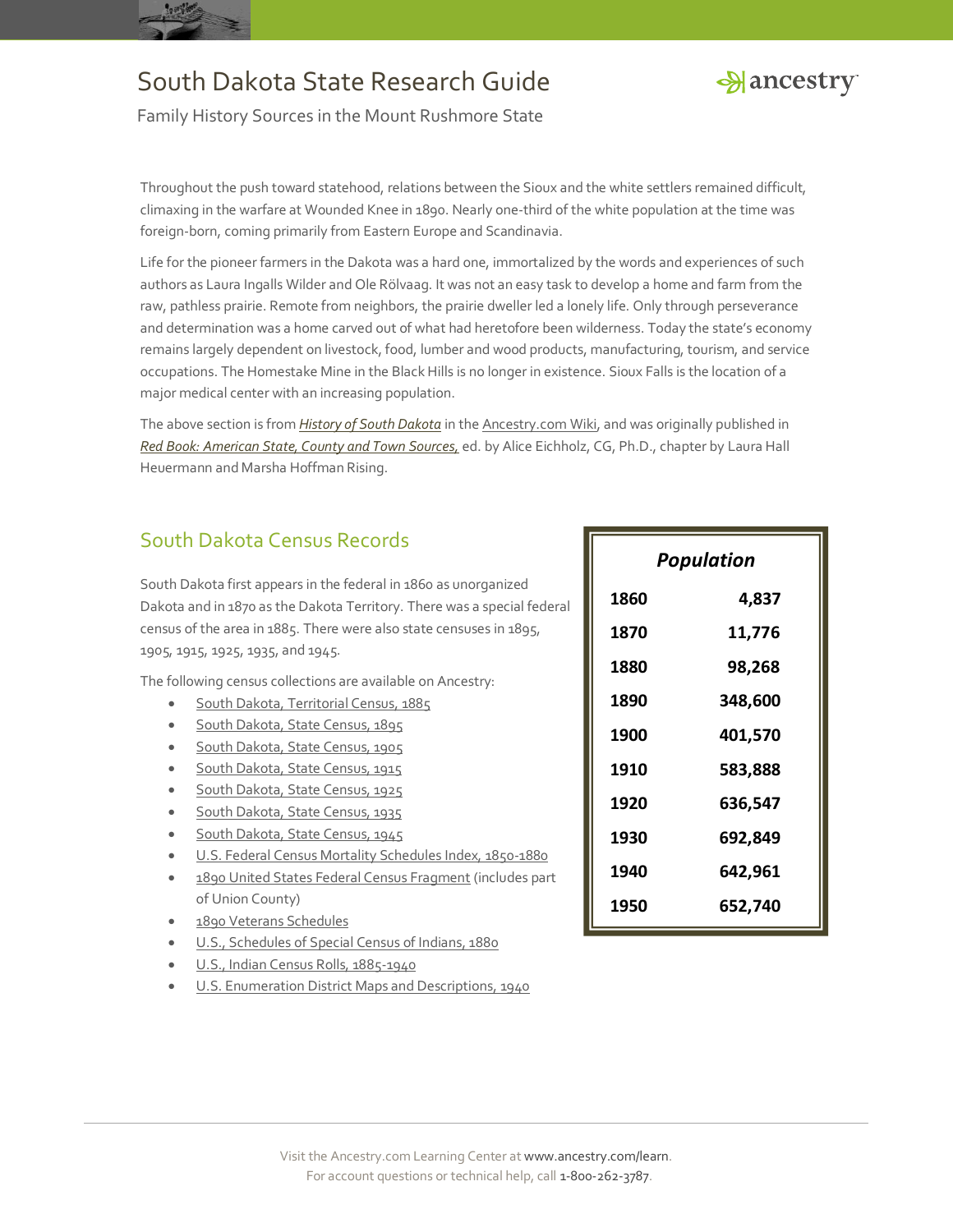Throughout the push toward statehood, relations between the Sioux and the white settlers remained difficult, climaxing in the warfare at Wounded Knee in 1890. Nearly one-third of the white population at the time was foreign-born, coming primarily from Eastern Europe and Scandinavia.

Life for the pioneer farmers in the Dakota was a hard one, immortalized by the words and experiences of such authors as Laura Ingalls Wilder and Ole Rölvaag. It was not an easy task to develop a home and farm from the raw, pathless prairie. Remote from neighbors, the prairie dweller led a lonely life. Only through perseverance and determination was a home carved out of what had heretofore been wilderness. Today the state's economy remains largely dependent on livestock, food, lumber and wood products, manufacturing, tourism, and service occupations. The Homestake Mine in the Black Hills is no longer in existence. Sioux Falls is the location of a major medical center with an increasing population.

The above section is from *History of South Dakota* in the Ancestry.com Wiki, and was originally published in *Red Book: American State, County and Town Sources,* ed. by Alice Eichholz, CG, Ph.D., chapter by Laura Hall Heuermann and Marsha Hoffman Rising.

## South Dakota Census Records

South Dakota first appears in the federal in 1860 as unorganized Dakota and in 1870 as the Dakota Territory. There was a special federal census of the area in 1885. There were also state censuses in 1895, 1905, 1915, 1925, 1935, and 1945.

The following census collections are available on Ancestry:

- South Dakota, Territorial Census, 1885
- South Dakota, State Census, 1895
- South Dakota, State Census, 1905
- South Dakota, State Census, 1915
- South Dakota, State Census, 1925
- South Dakota, State Census, 1935
- South Dakota, State Census, 1945
- U.S. Federal Census Mortality Schedules Index, 1850-1880
- 1890 United States Federal Census Fragment (includes part of Union County)
- 1890 Veterans Schedules
- U.S., Schedules of Special Census of Indians, 1880
- U.S., Indian Census Rolls, 1885-1940
- U.S. Enumeration District Maps and Descriptions, 1940

| ***Population*** | |
|---|---|
| **1860** | **4,837** |
| **1870** | **11,776** |
| **1880** | **98,268** |
| **1890** | **348,600** |
| **1900** | **401,570** |
| **1910** | **583,888** |
| **1920** | **636,547** |
| **1930** | **692,849** |
| **1940** | **642,961** |
| **1950** | **652,740** |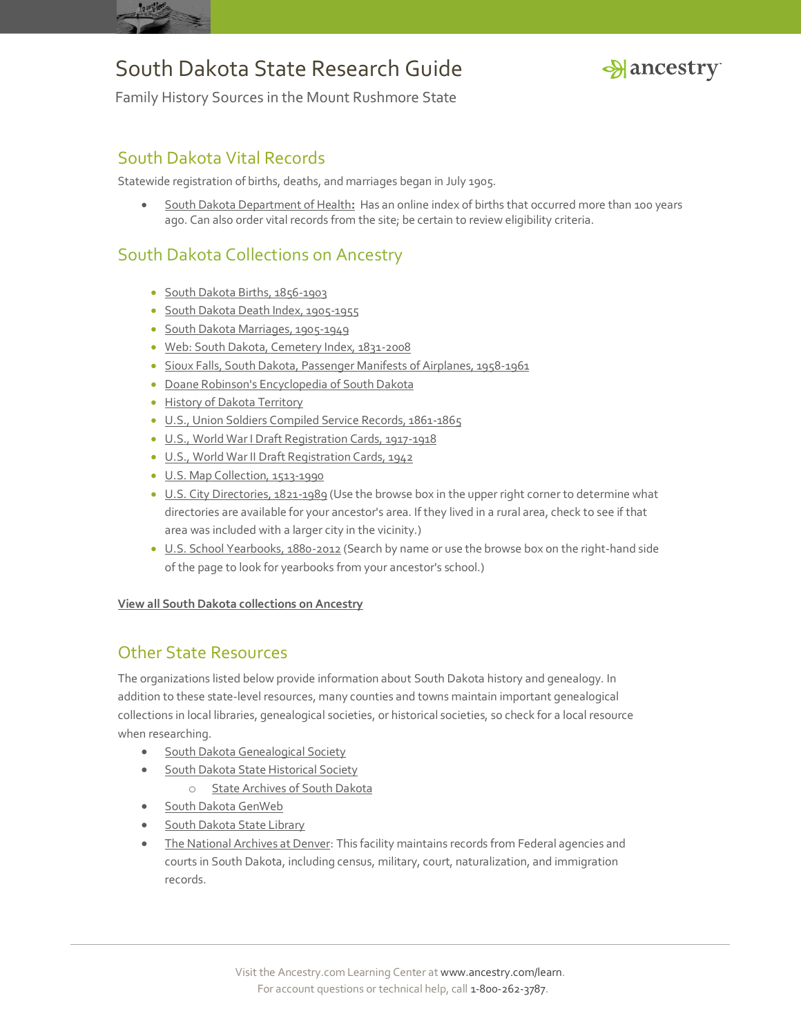# South Dakota State Research Guide

Family History Sources in the Mount Rushmore State

## South Dakota Vital Records

Statewide registration of births, deaths, and marriages began in July 1905.

- South Dakota Department of Health**:** Has an online index of births that occurred more than 100 years ago. Can also order vital records from the site; be certain to review eligibility criteria.

## South Dakota Collections on Ancestry

- South Dakota Births, 1856-1903
- South Dakota Death Index, 1905-1955
- South Dakota Marriages, 1905-1949
- Web: South Dakota, Cemetery Index, 1831-2008
- Sioux Falls, South Dakota, Passenger Manifests of Airplanes, 1958-1961
- Doane Robinson's Encyclopedia of South Dakota
- History of Dakota Territory
- U.S., Union Soldiers Compiled Service Records, 1861-1865
- U.S., World War I Draft Registration Cards, 1917-1918
- U.S., World War II Draft Registration Cards, 1942
- U.S. Map Collection, 1513-1990
- U.S. City Directories, 1821-1989 (Use the browse box in the upper right corner to determine what directories are available for your ancestor's area. If they lived in a rural area, check to see if that area was included with a larger city in the vicinity.)
- U.S. School Yearbooks, 1880-2012 (Search by name or use the browse box on the right-hand side of the page to look for yearbooks from your ancestor's school.)

**View all South Dakota collections on Ancestry**

## Other State Resources

The organizations listed below provide information about South Dakota history and genealogy. In addition to these state-level resources, many counties and towns maintain important genealogical collections in local libraries, genealogical societies, or historical societies, so check for a local resource when researching.

- South Dakota Genealogical Society
- South Dakota State Historical Society
  - State Archives of South Dakota
- South Dakota GenWeb
- South Dakota State Library
- The National Archives at Denver: This facility maintains records from Federal agencies and courts in South Dakota, including census, military, court, naturalization, and immigration records.

Visit the Ancestry.com Learning Center at www.ancestry.com/learn.
For account questions or technical help, call 1-800-262-3787.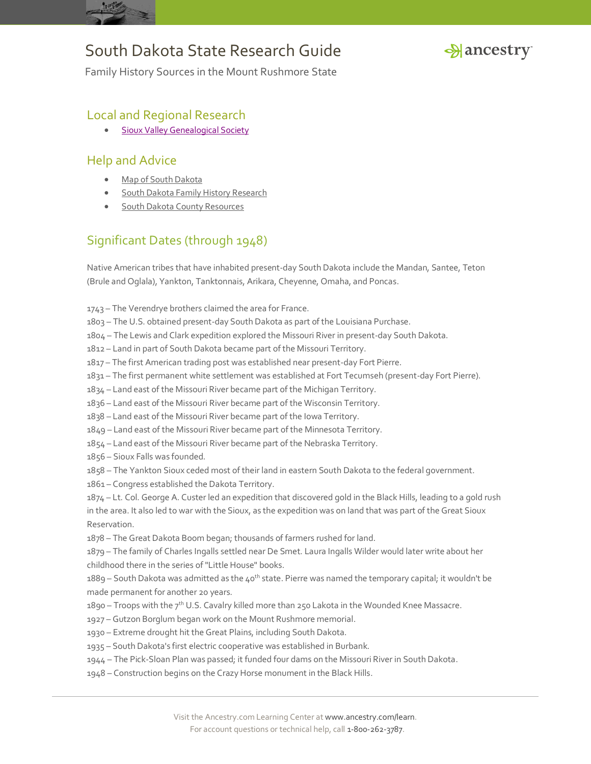## Local and Regional Research

- Sioux Valley Genealogical Society

## Help and Advice

- Map of South Dakota
- South Dakota Family History Research
- South Dakota County Resources

## Significant Dates (through 1948)

Native American tribes that have inhabited present-day South Dakota include the Mandan, Santee, Teton (Brule and Oglala), Yankton, Tanktonnais, Arikara, Cheyenne, Omaha, and Poncas.

1743 – The Verendrye brothers claimed the area for France.
1803 – The U.S. obtained present-day South Dakota as part of the Louisiana Purchase.
1804 – The Lewis and Clark expedition explored the Missouri River in present-day South Dakota.
1812 – Land in part of South Dakota became part of the Missouri Territory.
1817 – The first American trading post was established near present-day Fort Pierre.
1831 – The first permanent white settlement was established at Fort Tecumseh (present-day Fort Pierre).
1834 – Land east of the Missouri River became part of the Michigan Territory.
1836 – Land east of the Missouri River became part of the Wisconsin Territory.
1838 – Land east of the Missouri River became part of the Iowa Territory.
1849 – Land east of the Missouri River became part of the Minnesota Territory.
1854 – Land east of the Missouri River became part of the Nebraska Territory.
1856 – Sioux Falls was founded.
1858 – The Yankton Sioux ceded most of their land in eastern South Dakota to the federal government.
1861 – Congress established the Dakota Territory.
1874 – Lt. Col. George A. Custer led an expedition that discovered gold in the Black Hills, leading to a gold rush in the area. It also led to war with the Sioux, as the expedition was on land that was part of the Great Sioux Reservation.
1878 – The Great Dakota Boom began; thousands of farmers rushed for land.
1879 – The family of Charles Ingalls settled near De Smet. Laura Ingalls Wilder would later write about her childhood there in the series of "Little House" books.
1889 – South Dakota was admitted as the 40th state. Pierre was named the temporary capital; it wouldn't be made permanent for another 20 years.
1890 – Troops with the 7th U.S. Cavalry killed more than 250 Lakota in the Wounded Knee Massacre.
1927 – Gutzon Borglum began work on the Mount Rushmore memorial.
1930 – Extreme drought hit the Great Plains, including South Dakota.
1935 – South Dakota's first electric cooperative was established in Burbank.
1944 – The Pick-Sloan Plan was passed; it funded four dams on the Missouri River in South Dakota.
1948 – Construction begins on the Crazy Horse monument in the Black Hills.